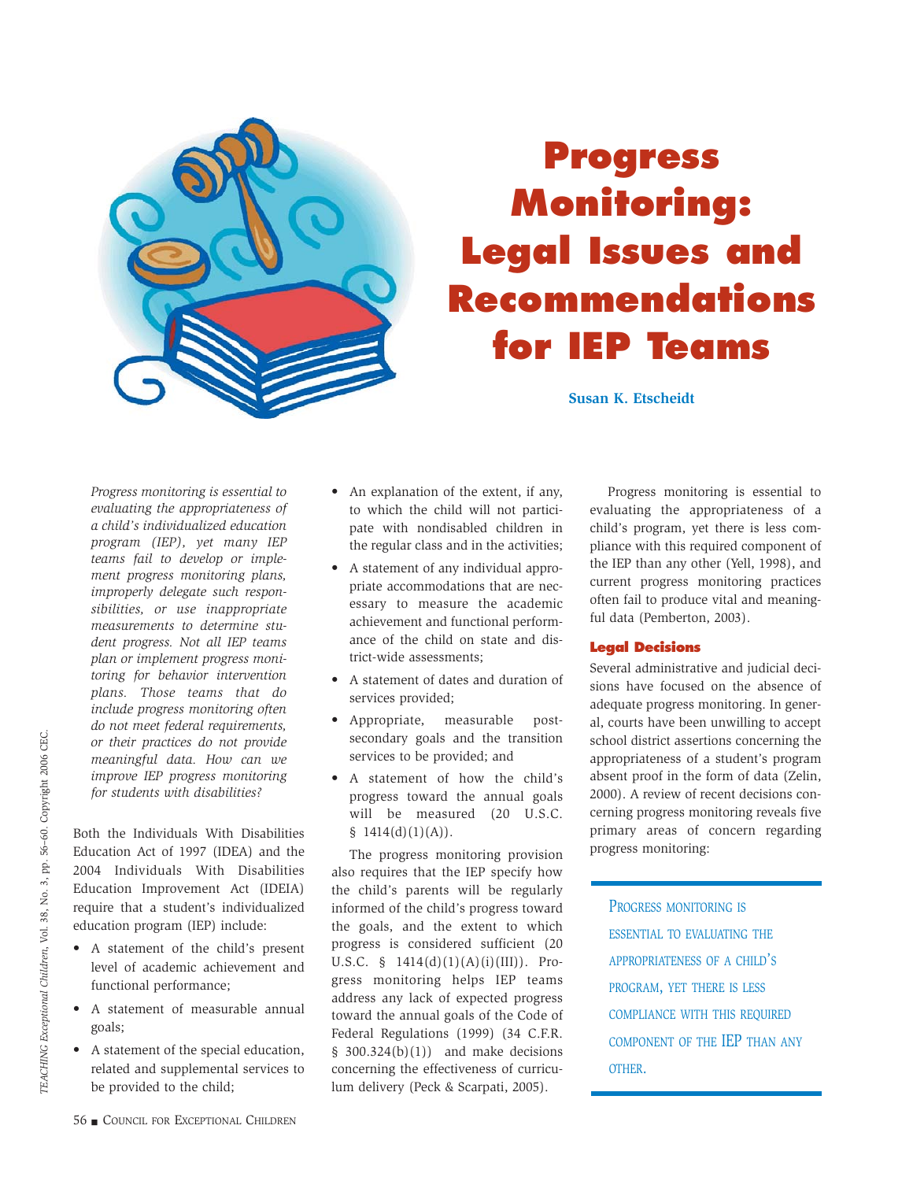# Progress Monitoring: Legal Issues and Recommendations for IEP Teams

**Susan K. Etscheidt**

*Progress monitoring is essential to evaluating the appropriateness of a child's individualized education program (IEP), yet many IEP teams fail to develop or implement progress monitoring plans, improperly delegate such responsibilities, or use inappropriate measurements to determine student progress. Not all IEP teams plan or implement progress monitoring for behavior intervention plans. Those teams that do include progress monitoring often do not meet federal requirements, or their practices do not provide meaningful data. How can we improve IEP progress monitoring for students with disabilities?*

Both the Individuals With Disabilities Education Act of 1997 (IDEA) and the 2004 Individuals With Disabilities Education Improvement Act (IDEIA) require that a student's individualized education program (IEP) include:

- A statement of the child's present level of academic achievement and functional performance;
- A statement of measurable annual goals;
- A statement of the special education, related and supplemental services to be provided to the child;
- An explanation of the extent, if any, to which the child will not participate with nondisabled children in the regular class and in the activities;
- A statement of any individual appropriate accommodations that are necessary to measure the academic achievement and functional performance of the child on state and district-wide assessments;
- A statement of dates and duration of services provided;
- Appropriate, measurable postsecondary goals and the transition services to be provided; and
- A statement of how the child's progress toward the annual goals will be measured (20 U.S.C. § 1414(d)(1)(A)).

The progress monitoring provision also requires that the IEP specify how the child's parents will be regularly informed of the child's progress toward the goals, and the extent to which progress is considered sufficient (20 U.S.C. § 1414(d)(1)(A)(i)(III)). Progress monitoring helps IEP teams address any lack of expected progress toward the annual goals of the Code of Federal Regulations (1999) (34 C.F.R. § 300.324(b)(1)) and make decisions concerning the effectiveness of curriculum delivery (Peck & Scarpati, 2005).

Progress monitoring is essential to evaluating the appropriateness of a child's program, yet there is less compliance with this required component of the IEP than any other (Yell, 1998), and current progress monitoring practices often fail to produce vital and meaningful data (Pemberton, 2003).

### Legal Decisions

Several administrative and judicial decisions have focused on the absence of adequate progress monitoring. In general, courts have been unwilling to accept school district assertions concerning the appropriateness of a student's program absent proof in the form of data (Zelin, 2000). A review of recent decisions concerning progress monitoring reveals five primary areas of concern regarding progress monitoring:

> PROGRESS MONITORING IS ESSENTIAL TO EVALUATING THE APPROPRIATENESS OF A CHILD'S PROGRAM, YET THERE IS LESS COMPLIANCE WITH THIS REQUIRED COMPONENT OF THE IEP THAN ANY OTHER.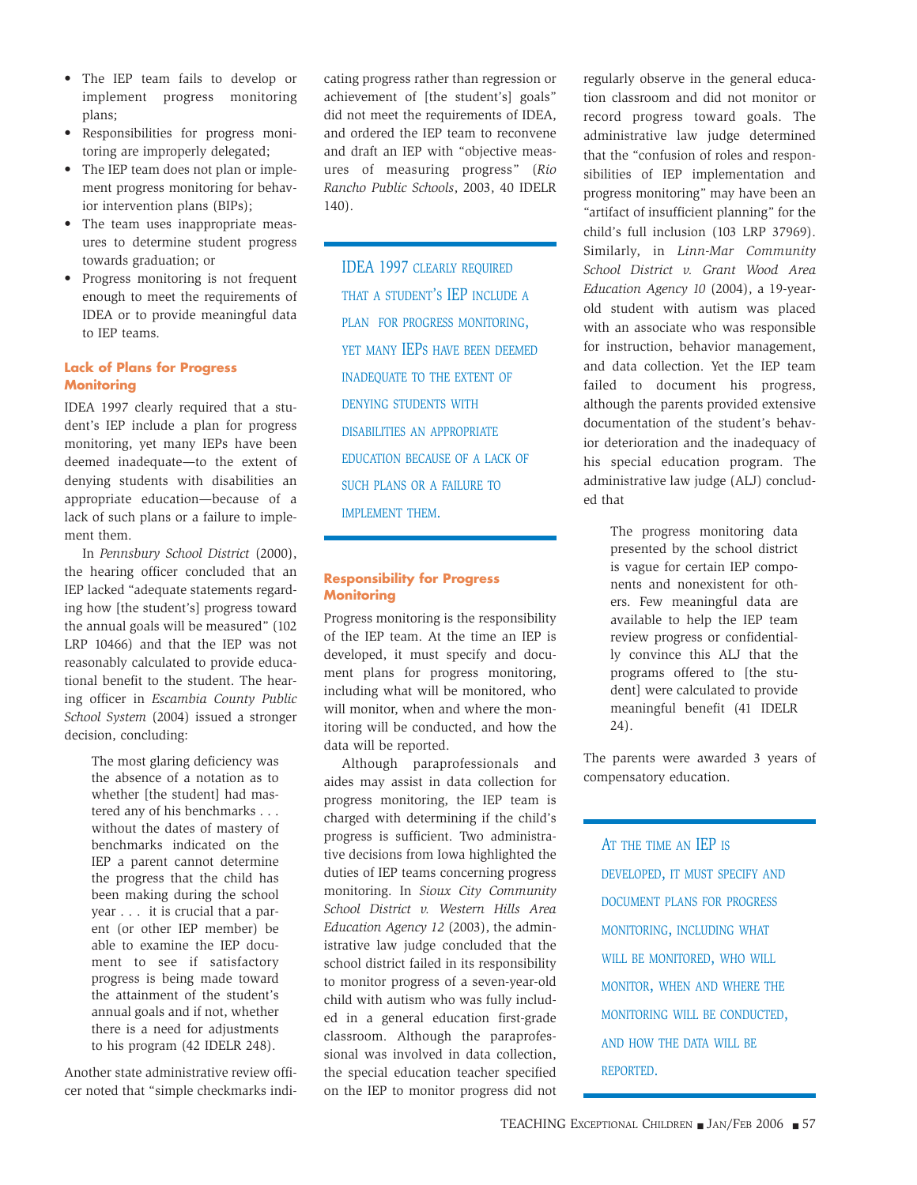- The IEP team fails to develop or implement progress monitoring plans;
- Responsibilities for progress monitoring are improperly delegated;
- The IEP team does not plan or implement progress monitoring for behavior intervention plans (BIPs);
- The team uses inappropriate measures to determine student progress towards graduation; or
- Progress monitoring is not frequent enough to meet the requirements of IDEA or to provide meaningful data to IEP teams.

### Lack of Plans for Progress Monitoring

IDEA 1997 clearly required that a student's IEP include a plan for progress monitoring, yet many IEPs have been deemed inadequate—to the extent of denying students with disabilities an appropriate education—because of a lack of such plans or a failure to implement them.

In *Pennsbury School District* (2000), the hearing officer concluded that an IEP lacked "adequate statements regarding how [the student's] progress toward the annual goals will be measured" (102 LRP 10466) and that the IEP was not reasonably calculated to provide educational benefit to the student. The hearing officer in *Escambia County Public School System* (2004) issued a stronger decision, concluding:

> The most glaring deficiency was the absence of a notation as to whether [the student] had mastered any of his benchmarks . . . without the dates of mastery of benchmarks indicated on the IEP a parent cannot determine the progress that the child has been making during the school year . . . it is crucial that a parent (or other IEP member) be able to examine the IEP document to see if satisfactory progress is being made toward the attainment of the student's annual goals and if not, whether there is a need for adjustments to his program (42 IDELR 248).

Another state administrative review officer noted that "simple checkmarks indicating progress rather than regression or achievement of [the student's] goals" did not meet the requirements of IDEA, and ordered the IEP team to reconvene and draft an IEP with "objective measures of measuring progress" (*Rio Rancho Public Schools*, 2003, 40 IDELR 140).

> IDEA 1997 CLEARLY REQUIRED THAT A STUDENT'S IEP INCLUDE A PLAN FOR PROGRESS MONITORING, YET MANY IEPS HAVE BEEN DEEMED INADEQUATE TO THE EXTENT OF DENYING STUDENTS WITH DISABILITIES AN APPROPRIATE EDUCATION BECAUSE OF A LACK OF SUCH PLANS OR A FAILURE TO IMPLEMENT THEM.

### Responsibility for Progress Monitoring

Progress monitoring is the responsibility of the IEP team. At the time an IEP is developed, it must specify and document plans for progress monitoring, including what will be monitored, who will monitor, when and where the monitoring will be conducted, and how the data will be reported.

Although paraprofessionals and aides may assist in data collection for progress monitoring, the IEP team is charged with determining if the child's progress is sufficient. Two administrative decisions from Iowa highlighted the duties of IEP teams concerning progress monitoring. In *Sioux City Community School District v. Western Hills Area Education Agency 12* (2003), the administrative law judge concluded that the school district failed in its responsibility to monitor progress of a seven-year-old child with autism who was fully included in a general education first-grade classroom. Although the paraprofessional was involved in data collection, the special education teacher specified on the IEP to monitor progress did not regularly observe in the general education classroom and did not monitor or record progress toward goals. The administrative law judge determined that the "confusion of roles and responsibilities of IEP implementation and progress monitoring" may have been an "artifact of insufficient planning" for the child's full inclusion (103 LRP 37969). Similarly, in *Linn-Mar Community School District v. Grant Wood Area Education Agency 10* (2004), a 19-year-old student with autism was placed with an associate who was responsible for instruction, behavior management, and data collection. Yet the IEP team failed to document his progress, although the parents provided extensive documentation of the student's behavior deterioration and the inadequacy of his special education program. The administrative law judge (ALJ) concluded that

> The progress monitoring data presented by the school district is vague for certain IEP components and nonexistent for others. Few meaningful data are available to help the IEP team review progress or confidentially convince this ALJ that the programs offered to [the student] were calculated to provide meaningful benefit (41 IDELR 24).

The parents were awarded 3 years of compensatory education.

> AT THE TIME AN IEP IS DEVELOPED, IT MUST SPECIFY AND DOCUMENT PLANS FOR PROGRESS MONITORING, INCLUDING WHAT WILL BE MONITORED, WHO WILL MONITOR, WHEN AND WHERE THE MONITORING WILL BE CONDUCTED, AND HOW THE DATA WILL BE REPORTED.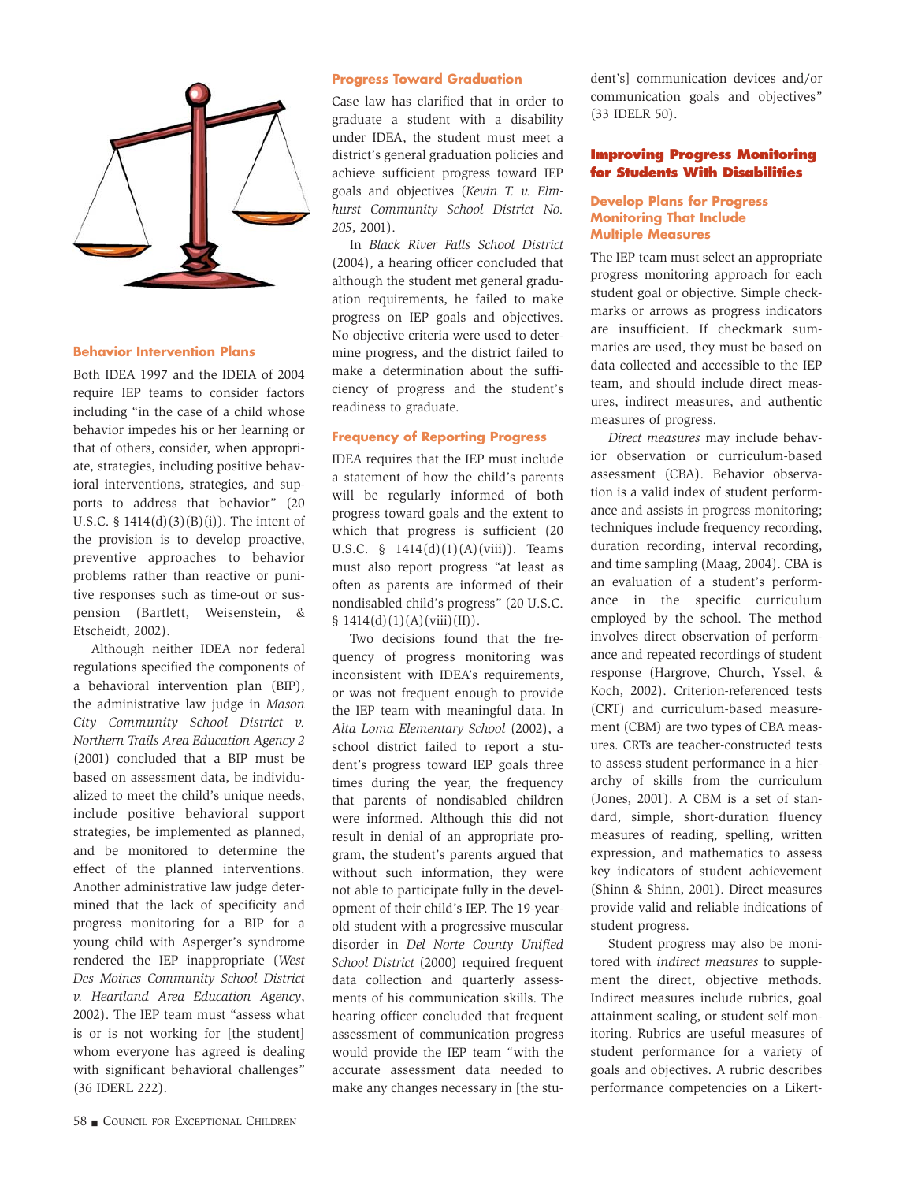### Behavior Intervention Plans

Both IDEA 1997 and the IDEIA of 2004 require IEP teams to consider factors including "in the case of a child whose behavior impedes his or her learning or that of others, consider, when appropriate, strategies, including positive behavioral interventions, strategies, and supports to address that behavior" (20 U.S.C. § 1414(d)(3)(B)(i)). The intent of the provision is to develop proactive, preventive approaches to behavior problems rather than reactive or punitive responses such as time-out or suspension (Bartlett, Weisenstein, & Etscheidt, 2002).

Although neither IDEA nor federal regulations specified the components of a behavioral intervention plan (BIP), the administrative law judge in *Mason City Community School District v. Northern Trails Area Education Agency 2* (2001) concluded that a BIP must be based on assessment data, be individualized to meet the child's unique needs, include positive behavioral support strategies, be implemented as planned, and be monitored to determine the effect of the planned interventions. Another administrative law judge determined that the lack of specificity and progress monitoring for a BIP for a young child with Asperger's syndrome rendered the IEP inappropriate (*West Des Moines Community School District v. Heartland Area Education Agency*, 2002). The IEP team must "assess what is or is not working for [the student] whom everyone has agreed is dealing with significant behavioral challenges" (36 IDERL 222).

### Progress Toward Graduation

Case law has clarified that in order to graduate a student with a disability under IDEA, the student must meet a district's general graduation policies and achieve sufficient progress toward IEP goals and objectives (*Kevin T. v. Elmhurst Community School District No. 205*, 2001).

In *Black River Falls School District* (2004), a hearing officer concluded that although the student met general graduation requirements, he failed to make progress on IEP goals and objectives. No objective criteria were used to determine progress, and the district failed to make a determination about the sufficiency of progress and the student's readiness to graduate.

### Frequency of Reporting Progress

IDEA requires that the IEP must include a statement of how the child's parents will be regularly informed of both progress toward goals and the extent to which that progress is sufficient (20 U.S.C. § 1414(d)(1)(A)(viii)). Teams must also report progress "at least as often as parents are informed of their nondisabled child's progress" (20 U.S.C. § 1414(d)(1)(A)(viii)(II)).

Two decisions found that the frequency of progress monitoring was inconsistent with IDEA's requirements, or was not frequent enough to provide the IEP team with meaningful data. In *Alta Loma Elementary School* (2002), a school district failed to report a student's progress toward IEP goals three times during the year, the frequency that parents of nondisabled children were informed. Although this did not result in denial of an appropriate program, the student's parents argued that without such information, they were not able to participate fully in the development of their child's IEP. The 19-year-old student with a progressive muscular disorder in *Del Norte County Unified School District* (2000) required frequent data collection and quarterly assessments of his communication skills. The hearing officer concluded that frequent assessment of communication progress would provide the IEP team "with the accurate assessment data needed to make any changes necessary in [the student's] communication devices and/or communication goals and objectives" (33 IDELR 50).

## Improving Progress Monitoring for Students With Disabilities

### Develop Plans for Progress Monitoring That Include Multiple Measures

The IEP team must select an appropriate progress monitoring approach for each student goal or objective. Simple checkmarks or arrows as progress indicators are insufficient. If checkmark summaries are used, they must be based on data collected and accessible to the IEP team, and should include direct measures, indirect measures, and authentic measures of progress.

*Direct measures* may include behavior observation or curriculum-based assessment (CBA). Behavior observation is a valid index of student performance and assists in progress monitoring; techniques include frequency recording, duration recording, interval recording, and time sampling (Maag, 2004). CBA is an evaluation of a student's performance in the specific curriculum employed by the school. The method involves direct observation of performance and repeated recordings of student response (Hargrove, Church, Yssel, & Koch, 2002). Criterion-referenced tests (CRT) and curriculum-based measurement (CBM) are two types of CBA measures. CRTs are teacher-constructed tests to assess student performance in a hierarchy of skills from the curriculum (Jones, 2001). A CBM is a set of standard, simple, short-duration fluency measures of reading, spelling, written expression, and mathematics to assess key indicators of student achievement (Shinn & Shinn, 2001). Direct measures provide valid and reliable indications of student progress.

Student progress may also be monitored with *indirect measures* to supplement the direct, objective methods. Indirect measures include rubrics, goal attainment scaling, or student self-monitoring. Rubrics are useful measures of student performance for a variety of goals and objectives. A rubric describes performance competencies on a Likert-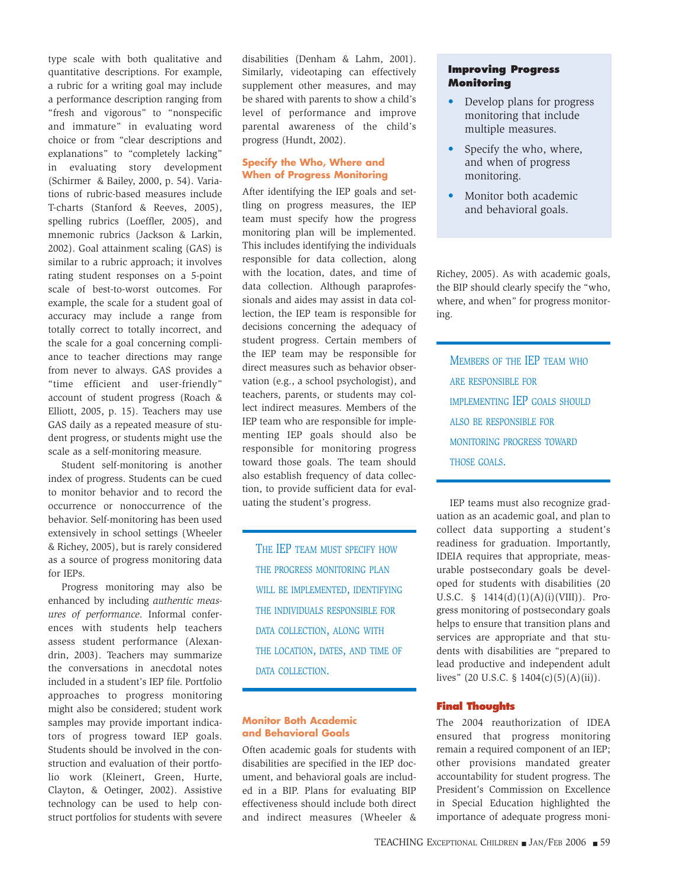type scale with both qualitative and quantitative descriptions. For example, a rubric for a writing goal may include a performance description ranging from "fresh and vigorous" to "nonspecific and immature" in evaluating word choice or from "clear descriptions and explanations" to "completely lacking" in evaluating story development (Schirmer & Bailey, 2000, p. 54). Variations of rubric-based measures include T-charts (Stanford & Reeves, 2005), spelling rubrics (Loeffler, 2005), and mnemonic rubrics (Jackson & Larkin, 2002). Goal attainment scaling (GAS) is similar to a rubric approach; it involves rating student responses on a 5-point scale of best-to-worst outcomes. For example, the scale for a student goal of accuracy may include a range from totally correct to totally incorrect, and the scale for a goal concerning compliance to teacher directions may range from never to always. GAS provides a "time efficient and user-friendly" account of student progress (Roach & Elliott, 2005, p. 15). Teachers may use GAS daily as a repeated measure of student progress, or students might use the scale as a self-monitoring measure.

Student self-monitoring is another index of progress. Students can be cued to monitor behavior and to record the occurrence or nonoccurrence of the behavior. Self-monitoring has been used extensively in school settings (Wheeler & Richey, 2005), but is rarely considered as a source of progress monitoring data for IEPs.

Progress monitoring may also be enhanced by including *authentic measures of performance*. Informal conferences with students help teachers assess student performance (Alexandrin, 2003). Teachers may summarize the conversations in anecdotal notes included in a student's IEP file. Portfolio approaches to progress monitoring might also be considered; student work samples may provide important indicators of progress toward IEP goals. Students should be involved in the construction and evaluation of their portfolio work (Kleinert, Green, Hurte, Clayton, & Oetinger, 2002). Assistive technology can be used to help construct portfolios for students with severe disabilities (Denham & Lahm, 2001). Similarly, videotaping can effectively supplement other measures, and may be shared with parents to show a child's level of performance and improve parental awareness of the child's progress (Hundt, 2002).

### Specify the Who, Where and When of Progress Monitoring

After identifying the IEP goals and settling on progress measures, the IEP team must specify how the progress monitoring plan will be implemented. This includes identifying the individuals responsible for data collection, along with the location, dates, and time of data collection. Although paraprofessionals and aides may assist in data collection, the IEP team is responsible for decisions concerning the adequacy of student progress. Certain members of the IEP team may be responsible for direct measures such as behavior observation (e.g., a school psychologist), and teachers, parents, or students may collect indirect measures. Members of the IEP team who are responsible for implementing IEP goals should also be responsible for monitoring progress toward those goals. The team should also establish frequency of data collection, to provide sufficient data for evaluating the student's progress.

> THE IEP TEAM MUST SPECIFY HOW THE PROGRESS MONITORING PLAN WILL BE IMPLEMENTED, IDENTIFYING THE INDIVIDUALS RESPONSIBLE FOR DATA COLLECTION, ALONG WITH THE LOCATION, DATES, AND TIME OF DATA COLLECTION.

### Monitor Both Academic and Behavioral Goals

Often academic goals for students with disabilities are specified in the IEP document, and behavioral goals are included in a BIP. Plans for evaluating BIP effectiveness should include both direct and indirect measures (Wheeler & Richey, 2005). As with academic goals, the BIP should clearly specify the "who, where, and when" for progress monitoring.

> **Improving Progress Monitoring**
>
> - Develop plans for progress monitoring that include multiple measures.
> - Specify the who, where, and when of progress monitoring.
> - Monitor both academic and behavioral goals.

> MEMBERS OF THE IEP TEAM WHO ARE RESPONSIBLE FOR IMPLEMENTING IEP GOALS SHOULD ALSO BE RESPONSIBLE FOR MONITORING PROGRESS TOWARD THOSE GOALS.

IEP teams must also recognize graduation as an academic goal, and plan to collect data supporting a student's readiness for graduation. Importantly, IDEIA requires that appropriate, measurable postsecondary goals be developed for students with disabilities (20 U.S.C. § 1414(d)(1)(A)(i)(VIII)). Progress monitoring of postsecondary goals helps to ensure that transition plans and services are appropriate and that students with disabilities are "prepared to lead productive and independent adult lives" (20 U.S.C. § 1404(c)(5)(A)(ii)).

## Final Thoughts

The 2004 reauthorization of IDEA ensured that progress monitoring remain a required component of an IEP; other provisions mandated greater accountability for student progress. The President's Commission on Excellence in Special Education highlighted the importance of adequate progress moni-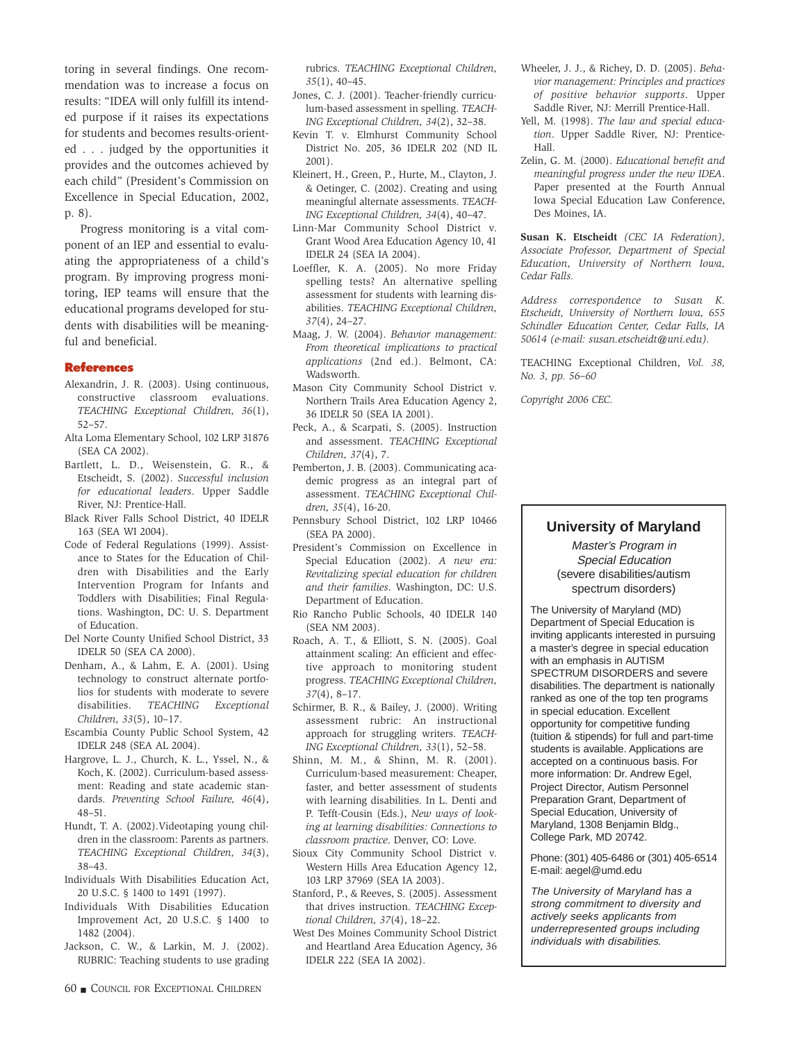toring in several findings. One recommendation was to increase a focus on results: "IDEA will only fulfill its intended purpose if it raises its expectations for students and becomes results-oriented . . . judged by the opportunities it provides and the outcomes achieved by each child" (President's Commission on Excellence in Special Education, 2002, p. 8).

Progress monitoring is a vital component of an IEP and essential to evaluating the appropriateness of a child's program. By improving progress monitoring, IEP teams will ensure that the educational programs developed for students with disabilities will be meaningful and beneficial.

## References

Alexandrin, J. R. (2003). Using continuous, constructive classroom evaluations. *TEACHING Exceptional Children, 36*(1), 52–57.

Alta Loma Elementary School, 102 LRP 31876 (SEA CA 2002).

Bartlett, L. D., Weisenstein, G. R., & Etscheidt, S. (2002). *Successful inclusion for educational leaders*. Upper Saddle River, NJ: Prentice-Hall.

Black River Falls School District, 40 IDELR 163 (SEA WI 2004).

Code of Federal Regulations (1999). Assistance to States for the Education of Children with Disabilities and the Early Intervention Program for Infants and Toddlers with Disabilities; Final Regulations. Washington, DC: U. S. Department of Education.

Del Norte County Unified School District, 33 IDELR 50 (SEA CA 2000).

Denham, A., & Lahm, E. A. (2001). Using technology to construct alternate portfolios for students with moderate to severe disabilities. *TEACHING Exceptional Children*, *33*(5), 10–17.

Escambia County Public School System, 42 IDELR 248 (SEA AL 2004).

Hargrove, L. J., Church, K. L., Yssel, N., & Koch, K. (2002). Curriculum-based assessment: Reading and state academic standards. *Preventing School Failure, 46*(4), 48–51.

Hundt, T. A. (2002).Videotaping young children in the classroom: Parents as partners. *TEACHING Exceptional Children*, *34*(3), 38–43.

Individuals With Disabilities Education Act, 20 U.S.C. § 1400 to 1491 (1997).

Individuals With Disabilities Education Improvement Act, 20 U.S.C. § 1400 to 1482 (2004).

Jackson, C. W., & Larkin, M. J. (2002). RUBRIC: Teaching students to use grading rubrics. *TEACHING Exceptional Children, 35*(1), 40–45.

Jones, C. J. (2001). Teacher-friendly curriculum-based assessment in spelling. *TEACHING Exceptional Children, 34*(2), 32–38.

Kevin T. v. Elmhurst Community School District No. 205, 36 IDELR 202 (ND IL 2001).

Kleinert, H., Green, P., Hurte, M., Clayton, J. & Oetinger, C. (2002). Creating and using meaningful alternate assessments. *TEACHING Exceptional Children, 34*(4), 40–47.

Linn-Mar Community School District v. Grant Wood Area Education Agency 10, 41 IDELR 24 (SEA IA 2004).

Loeffler, K. A. (2005). No more Friday spelling tests? An alternative spelling assessment for students with learning disabilities. *TEACHING Exceptional Children, 37*(4), 24–27.

Maag, J. W. (2004). *Behavior management: From theoretical implications to practical applications* (2nd ed.). Belmont, CA: Wadsworth.

Mason City Community School District v. Northern Trails Area Education Agency 2, 36 IDELR 50 (SEA IA 2001).

Peck, A., & Scarpati, S. (2005). Instruction and assessment. *TEACHING Exceptional Children, 37*(4), 7.

Pemberton, J. B. (2003). Communicating academic progress as an integral part of assessment. *TEACHING Exceptional Children, 35*(4), 16-20.

Pennsbury School District, 102 LRP 10466 (SEA PA 2000).

President's Commission on Excellence in Special Education (2002). *A new era: Revitalizing special education for children and their families*. Washington, DC: U.S. Department of Education.

Rio Rancho Public Schools, 40 IDELR 140 (SEA NM 2003).

Roach, A. T., & Elliott, S. N. (2005). Goal attainment scaling: An efficient and effective approach to monitoring student progress. *TEACHING Exceptional Children, 37*(4), 8–17.

Schirmer, B. R., & Bailey, J. (2000). Writing assessment rubric: An instructional approach for struggling writers. *TEACHING Exceptional Children, 33*(1), 52–58.

Shinn, M. M., & Shinn, M. R. (2001). Curriculum-based measurement: Cheaper, faster, and better assessment of students with learning disabilities. In L. Denti and P. Tefft-Cousin (Eds.), *New ways of looking at learning disabilities: Connections to classroom practice*. Denver, CO: Love.

Sioux City Community School District v. Western Hills Area Education Agency 12, 103 LRP 37969 (SEA IA 2003).

Stanford, P., & Reeves, S. (2005). Assessment that drives instruction. *TEACHING Exceptional Children, 37*(4), 18–22.

West Des Moines Community School District and Heartland Area Education Agency, 36 IDELR 222 (SEA IA 2002).

Wheeler, J. J., & Richey, D. D. (2005). *Behavior management: Principles and practices of positive behavior supports*. Upper Saddle River, NJ: Merrill Prentice-Hall.

Yell, M. (1998). *The law and special education*. Upper Saddle River, NJ: Prentice-Hall.

Zelin, G. M. (2000). *Educational benefit and meaningful progress under the new IDEA*. Paper presented at the Fourth Annual Iowa Special Education Law Conference, Des Moines, IA.

**Susan K. Etscheidt** *(CEC IA Federation), Associate Professor, Department of Special Education, University of Northern Iowa, Cedar Falls.*

*Address correspondence to Susan K. Etscheidt, University of Northern Iowa, 655 Schindler Education Center, Cedar Falls, IA 50614 (e-mail: susan.etscheidt@uni.edu).*

TEACHING Exceptional Children, *Vol. 38, No. 3, pp. 56–60*

*Copyright 2006 CEC.*

---

**University of Maryland**

*Master's Program in Special Education*
(severe disabilities/autism spectrum disorders)

The University of Maryland (MD) Department of Special Education is inviting applicants interested in pursuing a master's degree in special education with an emphasis in AUTISM SPECTRUM DISORDERS and severe disabilities. The department is nationally ranked as one of the top ten programs in special education. Excellent opportunity for competitive funding (tuition & stipends) for full and part-time students is available. Applications are accepted on a continuous basis. For more information: Dr. Andrew Egel, Project Director, Autism Personnel Preparation Grant, Department of Special Education, University of Maryland, 1308 Benjamin Bldg., College Park, MD 20742.

Phone: (301) 405-6486 or (301) 405-6514
E-mail: aegel@umd.edu

*The University of Maryland has a strong commitment to diversity and actively seeks applicants from underrepresented groups including individuals with disabilities.*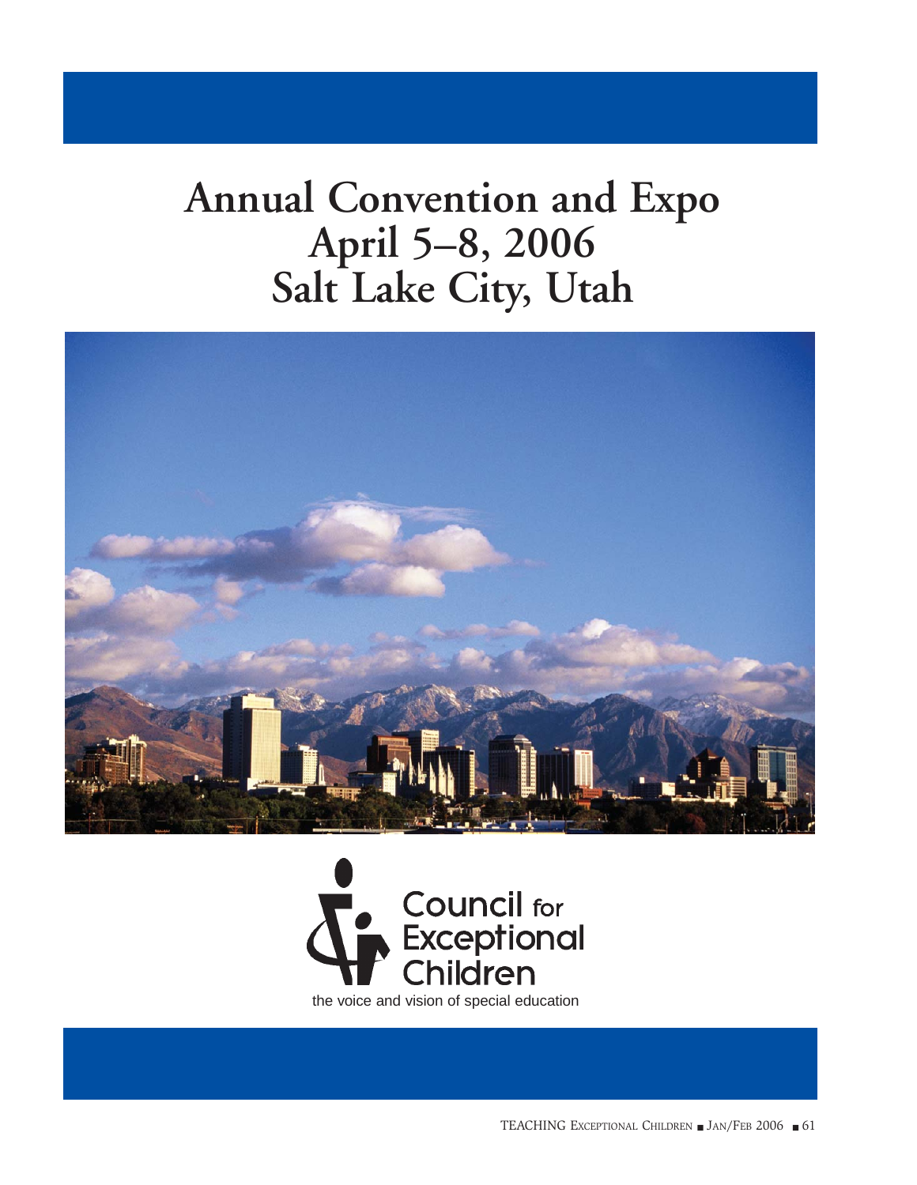# Annual Convention and Expo
# April 5–8, 2006
# Salt Lake City, Utah

Council for Exceptional Children

the voice and vision of special education